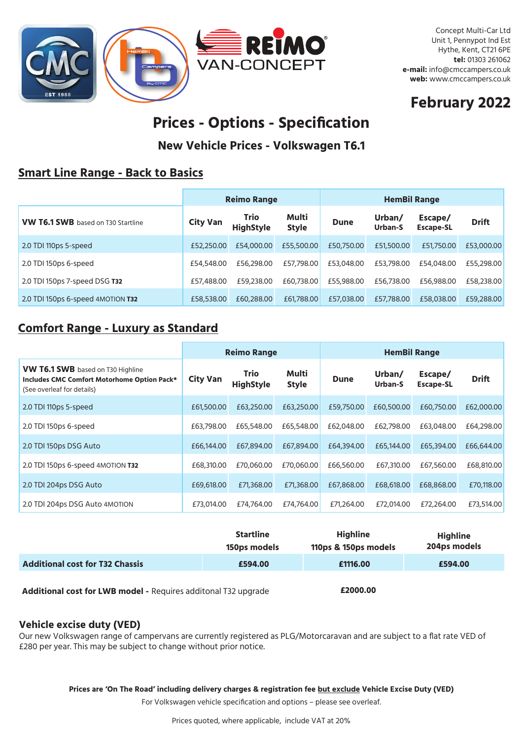Concept Multi-Car Ltd
Unit 1, Pennypot Ind Est
Hythe, Kent, CT21 6PE
**tel:** 01303 261062
**e-mail:** info@cmccampers.co.uk
**web:** www.cmccampers.co.uk

## February 2022

# Prices - Options - Specification

## New Vehicle Prices - Volkswagen T6.1

### Smart Line Range - Back to Basics

| | Reimo Range | | | HemBil Range | | | |
|---|---|---|---|---|---|---|---|
| **VW T6.1 SWB** based on T30 Startline | **City Van** | **Trio HighStyle** | **Multi Style** | **Dune** | **Urban/ Urban-S** | **Escape/ Escape-SL** | **Drift** |
| 2.0 TDI 110ps 5-speed | £52,250.00 | £54,000.00 | £55,500.00 | £50,750.00 | £51,500.00 | £51,750.00 | £53,000.00 |
| 2.0 TDI 150ps 6-speed | £54,548.00 | £56,298.00 | £57,798.00 | £53,048.00 | £53,798.00 | £54,048.00 | £55,298.00 |
| 2.0 TDI 150ps 7-speed DSG **T32** | £57,488.00 | £59,238.00 | £60,738.00 | £55,988.00 | £56,738.00 | £56,988.00 | £58,238.00 |
| 2.0 TDI 150ps 6-speed 4MOTION **T32** | £58,538.00 | £60,288.00 | £61,788.00 | £57,038.00 | £57,788.00 | £58,038.00 | £59,288.00 |

### Comfort Range - Luxury as Standard

| | Reimo Range | | | HemBil Range | | | |
|---|---|---|---|---|---|---|---|
| **VW T6.1 SWB** based on T30 Highline **Includes CMC Comfort Motorhome Option Pack*** (See overleaf for details) | **City Van** | **Trio HighStyle** | **Multi Style** | **Dune** | **Urban/ Urban-S** | **Escape/ Escape-SL** | **Drift** |
| 2.0 TDI 110ps 5-speed | £61,500.00 | £63,250.00 | £63,250.00 | £59,750.00 | £60,500.00 | £60,750.00 | £62,000.00 |
| 2.0 TDI 150ps 6-speed | £63,798.00 | £65,548.00 | £65,548.00 | £62,048.00 | £62,798.00 | £63,048.00 | £64,298.00 |
| 2.0 TDI 150ps DSG Auto | £66,144.00 | £67,894.00 | £67,894.00 | £64,394.00 | £65,144.00 | £65,394.00 | £66,644.00 |
| 2.0 TDI 150ps 6-speed 4MOTION **T32** | £68,310.00 | £70,060.00 | £70,060.00 | £66,560.00 | £67,310.00 | £67,560.00 | £68,810.00 |
| 2.0 TDI 204ps DSG Auto | £69,618.00 | £71,368.00 | £71,368.00 | £67,868.00 | £68,618.00 | £68,868.00 | £70,118.00 |
| 2.0 TDI 204ps DSG Auto 4MOTION | £73,014.00 | £74,764.00 | £74,764.00 | £71,264.00 | £72,014.00 | £72,264.00 | £73,514.00 |

| | **Startline 150ps models** | **Highline 110ps & 150ps models** | **Highline 204ps models** |
|---|---|---|---|
| **Additional cost for T32 Chassis** | **£594.00** | **£1116.00** | **£594.00** |

**Additional cost for LWB model -** Requires additonal T32 upgrade **£2000.00**

### Vehicle excise duty (VED)

Our new Volkswagen range of campervans are currently registered as PLG/Motorcaravan and are subject to a flat rate VED of £280 per year. This may be subject to change without prior notice.

**Prices are 'On The Road' including delivery charges & registration fee but exclude Vehicle Excise Duty (VED)**

For Volkswagen vehicle specification and options – please see overleaf.

Prices quoted, where applicable, include VAT at 20%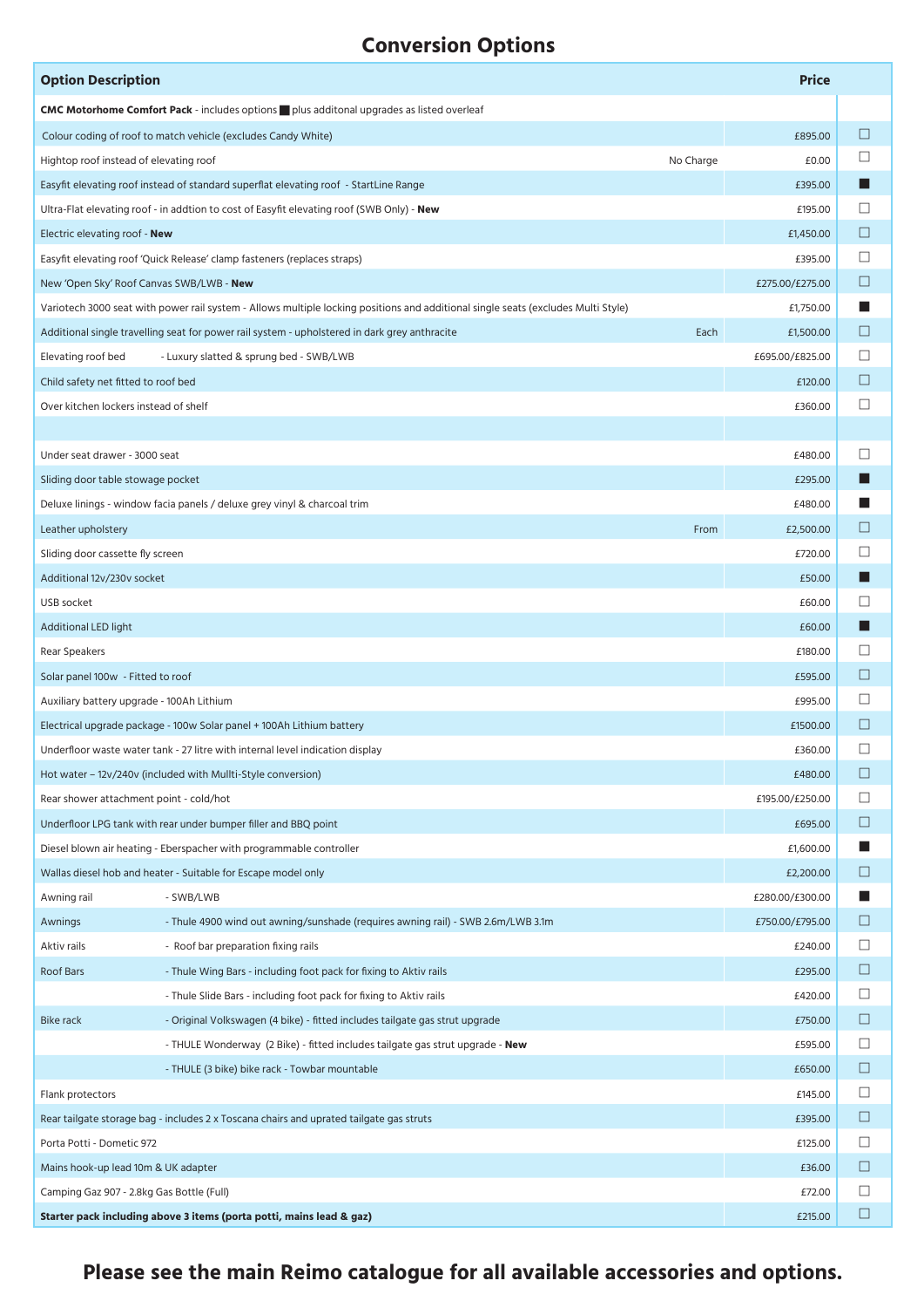# Conversion Options

| Option Description | | | Price | |
|---|---|---|---|---|
| **CMC Motorhome Comfort Pack** - includes options ■ plus additonal upgrades as listed overleaf | | | | |
| Colour coding of roof to match vehicle (excludes Candy White) | | | £895.00 | ☐ |
| Hightop roof instead of elevating roof | | No Charge | £0.00 | ☐ |
| Easyfit elevating roof instead of standard superflat elevating roof - StartLine Range | | | £395.00 | ■ |
| Ultra-Flat elevating roof - in addtion to cost of Easyfit elevating roof (SWB Only) - **New** | | | £195.00 | ☐ |
| Electric elevating roof - **New** | | | £1,450.00 | ☐ |
| Easyfit elevating roof 'Quick Release' clamp fasteners (replaces straps) | | | £395.00 | ☐ |
| New 'Open Sky' Roof Canvas SWB/LWB - **New** | | | £275.00/£275.00 | ☐ |
| Variotech 3000 seat with power rail system - Allows multiple locking positions and additional single seats (excludes Multi Style) | | | £1,750.00 | ■ |
| Additional single travelling seat for power rail system - upholstered in dark grey anthracite | | Each | £1,500.00 | ☐ |
| Elevating roof bed | - Luxury slatted & sprung bed - SWB/LWB | | £695.00/£825.00 | ☐ |
| Child safety net fitted to roof bed | | | £120.00 | ☐ |
| Over kitchen lockers instead of shelf | | | £360.00 | ☐ |
| | | | | |
| Under seat drawer - 3000 seat | | | £480.00 | ☐ |
| Sliding door table stowage pocket | | | £295.00 | ■ |
| Deluxe linings - window facia panels / deluxe grey vinyl & charcoal trim | | | £480.00 | ■ |
| Leather upholstery | | From | £2,500.00 | ☐ |
| Sliding door cassette fly screen | | | £720.00 | ☐ |
| Additional 12v/230v socket | | | £50.00 | ■ |
| USB socket | | | £60.00 | ☐ |
| Additional LED light | | | £60.00 | ■ |
| Rear Speakers | | | £180.00 | ☐ |
| Solar panel 100w - Fitted to roof | | | £595.00 | ☐ |
| Auxiliary battery upgrade - 100Ah Lithium | | | £995.00 | ☐ |
| Electrical upgrade package - 100w Solar panel + 100Ah Lithium battery | | | £1500.00 | ☐ |
| Underfloor waste water tank - 27 litre with internal level indication display | | | £360.00 | ☐ |
| Hot water – 12v/240v (included with Mullti-Style conversion) | | | £480.00 | ☐ |
| Rear shower attachment point - cold/hot | | | £195.00/£250.00 | ☐ |
| Underfloor LPG tank with rear under bumper filler and BBQ point | | | £695.00 | ☐ |
| Diesel blown air heating - Eberspacher with programmable controller | | | £1,600.00 | ■ |
| Wallas diesel hob and heater - Suitable for Escape model only | | | £2,200.00 | ☐ |
| Awning rail | - SWB/LWB | | £280.00/£300.00 | ■ |
| Awnings | - Thule 4900 wind out awning/sunshade (requires awning rail) - SWB 2.6m/LWB 3.1m | | £750.00/£795.00 | ☐ |
| Aktiv rails | - Roof bar preparation fixing rails | | £240.00 | ☐ |
| Roof Bars | - Thule Wing Bars - including foot pack for fixing to Aktiv rails | | £295.00 | ☐ |
| | - Thule Slide Bars - including foot pack for fixing to Aktiv rails | | £420.00 | ☐ |
| Bike rack | - Original Volkswagen (4 bike) - fitted includes tailgate gas strut upgrade | | £750.00 | ☐ |
| | - THULE Wonderway (2 Bike) - fitted includes tailgate gas strut upgrade - **New** | | £595.00 | ☐ |
| | - THULE (3 bike) bike rack - Towbar mountable | | £650.00 | ☐ |
| Flank protectors | | | £145.00 | ☐ |
| Rear tailgate storage bag - includes 2 x Toscana chairs and uprated tailgate gas struts | | | £395.00 | ☐ |
| Porta Potti - Dometic 972 | | | £125.00 | ☐ |
| Mains hook-up lead 10m & UK adapter | | | £36.00 | ☐ |
| Camping Gaz 907 - 2.8kg Gas Bottle (Full) | | | £72.00 | ☐ |
| **Starter pack including above 3 items (porta potti, mains lead & gaz)** | | | £215.00 | ☐ |

**Please see the main Reimo catalogue for all available accessories and options.**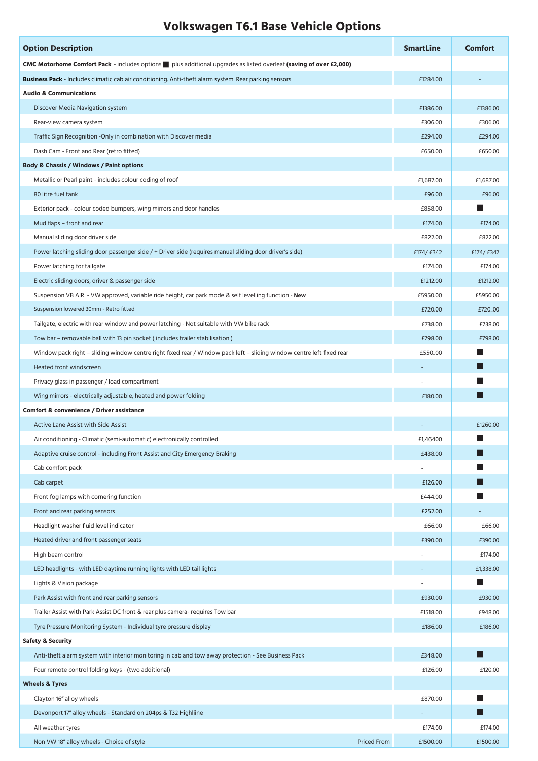# Volkswagen T6.1 Base Vehicle Options

| Option Description | | SmartLine | Comfort |
|---|---|---|---|
| **CMC Motorhome Comfort Pack** - includes options ■ plus additional upgrades as listed overleaf **(saving of over £2,000)** | | | |
| **Business Pack** - Includes climatic cab air conditioning. Anti-theft alarm system. Rear parking sensors | | £1284.00 | - |
| **Audio & Communications** | | | |
| Discover Media Navigation system | | £1386.00 | £1386.00 |
| Rear-view camera system | | £306.00 | £306.00 |
| Traffic Sign Recognition -Only in combination with Discover media | | £294.00 | £294.00 |
| Dash Cam - Front and Rear (retro fitted) | | £650.00 | £650.00 |
| **Body & Chassis / Windows / Paint options** | | | |
| Metallic or Pearl paint - includes colour coding of roof | | £1,687.00 | £1,687.00 |
| 80 litre fuel tank | | £96.00 | £96.00 |
| Exterior pack - colour coded bumpers, wing mirrors and door handles | | £858.00 | ■ |
| Mud flaps – front and rear | | £174.00 | £174.00 |
| Manual sliding door driver side | | £822.00 | £822.00 |
| Power latching sliding door passenger side / + Driver side (requires manual sliding door driver's side) | | £174/ £342 | £174/ £342 |
| Power latching for tailgate | | £174.00 | £174.00 |
| Electric sliding doors, driver & passenger side | | £1212.00 | £1212.00 |
| Suspension VB AIR - VW approved, variable ride height, car park mode & self levelling function - **New** | | £5950.00 | £5950.00 |
| Suspension lowered 30mm - Retro fitted | | £720.00 | £720..00 |
| Tailgate, electric with rear window and power latching - Not suitable with VW bike rack | | £738.00 | £738.00 |
| Tow bar – removable ball with 13 pin socket ( includes trailer stabilisation ) | | £798.00 | £798.00 |
| Window pack right – sliding window centre right fixed rear / Window pack left – sliding window centre left fixed rear | | £550..00 | ■ |
| Heated front windscreen | | - | ■ |
| Privacy glass in passenger / load compartment | | - | ■ |
| Wing mirrors - electrically adjustable, heated and power folding | | £180.00 | ■ |
| **Comfort & convenience / Driver assistance** | | | |
| Active Lane Assist with Side Assist | | - | £1260.00 |
| Air conditioning - Climatic (semi-automatic) electronically controlled | | £1,46400 | ■ |
| Adaptive cruise control - including Front Assist and City Emergency Braking | | £438.00 | ■ |
| Cab comfort pack | | - | ■ |
| Cab carpet | | £126.00 | ■ |
| Front fog lamps with cornering function | | £444.00 | ■ |
| Front and rear parking sensors | | £252.00 | - |
| Headlight washer fluid level indicator | | £66.00 | £66.00 |
| Heated driver and front passenger seats | | £390.00 | £390.00 |
| High beam control | | - | £174.00 |
| LED headlights - with LED daytime running lights with LED tail lights | | - | £1,338.00 |
| Lights & Vision package | | - | ■ |
| Park Assist with front and rear parking sensors | | £930.00 | £930.00 |
| Trailer Assist with Park Assist DC front & rear plus camera- requires Tow bar | | £1518.00 | £948.00 |
| Tyre Pressure Monitoring System - Individual tyre pressure display | | £186.00 | £186.00 |
| **Safety & Security** | | | |
| Anti-theft alarm system with interior monitoring in cab and tow away protection - See Business Pack | | £348.00 | ■ |
| Four remote control folding keys - (two additional) | | £126.00 | £120.00 |
| **Wheels & Tyres** | | | |
| Clayton 16" alloy wheels | | £870.00 | ■ |
| Devonport 17" alloy wheels - Standard on 204ps & T32 Highliine | | - | ■ |
| All weather tyres | | £174.00 | £174.00 |
| Non VW 18" alloy wheels - Choice of style | Priced From | £1500.00 | £1500.00 |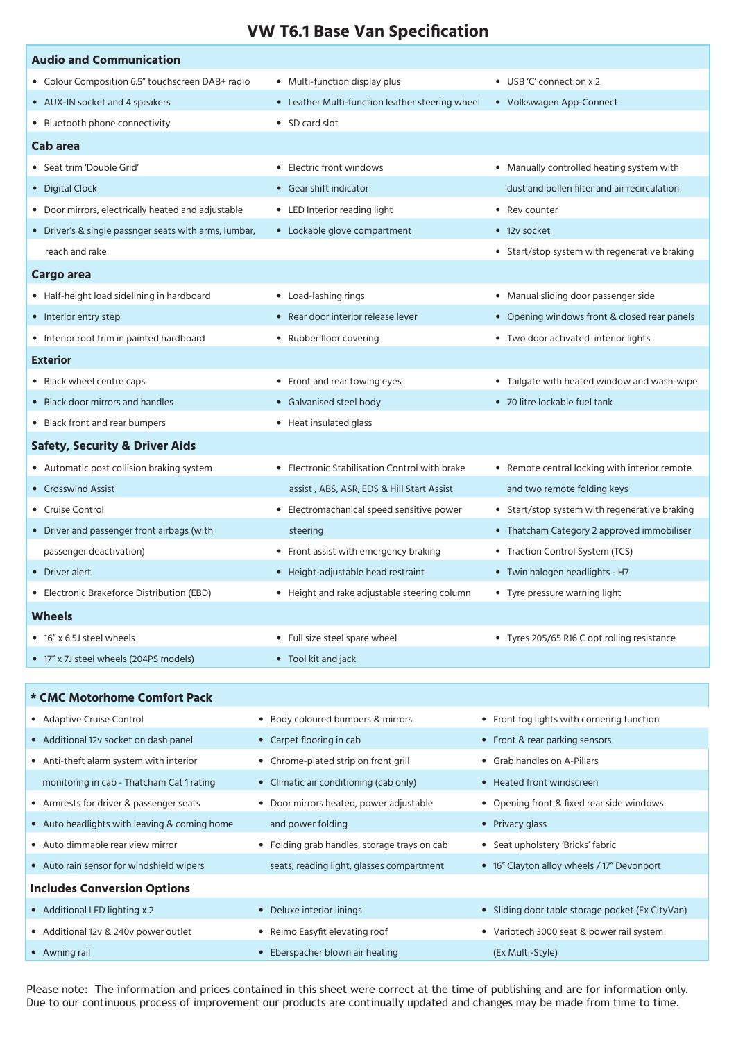# VW T6.1 Base Van Specification

## Audio and Communication

- Colour Composition 6.5" touchscreen DAB+ radio
- AUX-IN socket and 4 speakers
- Bluetooth phone connectivity
- Multi-function display plus
- Leather Multi-function leather steering wheel
- SD card slot
- USB 'C' connection x 2
- Volkswagen App-Connect

## Cab area

- Seat trim 'Double Grid'
- Digital Clock
- Door mirrors, electrically heated and adjustable
- Driver's & single passnger seats with arms, lumbar, reach and rake
- Electric front windows
- Gear shift indicator
- LED Interior reading light
- Lockable glove compartment
- Manually controlled heating system with dust and pollen filter and air recirculation
- Rev counter
- 12v socket
- Start/stop system with regenerative braking

## Cargo area

- Half-height load sidelining in hardboard
- Interior entry step
- Interior roof trim in painted hardboard
- Load-lashing rings
- Rear door interior release lever
- Rubber floor covering
- Manual sliding door passenger side
- Opening windows front & closed rear panels
- Two door activated interior lights

## Exterior

- Black wheel centre caps
- Black door mirrors and handles
- Black front and rear bumpers
- Front and rear towing eyes
- Galvanised steel body
- Heat insulated glass
- Tailgate with heated window and wash-wipe
- 70 litre lockable fuel tank

## Safety, Security & Driver Aids

- Automatic post collision braking system
- Crosswind Assist
- Cruise Control
- Driver and passenger front airbags (with passenger deactivation)
- Driver alert
- Electronic Brakeforce Distribution (EBD)
- Electronic Stabilisation Control with brake assist , ABS, ASR, EDS & Hill Start Assist
- Electromachanical speed sensitive power steering
- Front assist with emergency braking
- Height-adjustable head restraint
- Height and rake adjustable steering column
- Remote central locking with interior remote and two remote folding keys
- Start/stop system with regenerative braking
- Thatcham Category 2 approved immobiliser
- Traction Control System (TCS)
- Twin halogen headlights - H7
- Tyre pressure warning light

## Wheels

- 16" x 6.5J steel wheels
- 17" x 7J steel wheels (204PS models)
- Full size steel spare wheel
- Tool kit and jack
- Tyres 205/65 R16 C opt rolling resistance

## * CMC Motorhome Comfort Pack

- Adaptive Cruise Control
- Additional 12v socket on dash panel
- Anti-theft alarm system with interior monitoring in cab - Thatcham Cat 1 rating
- Armrests for driver & passenger seats
- Auto headlights with leaving & coming home
- Auto dimmable rear view mirror
- Auto rain sensor for windshield wipers
- Body coloured bumpers & mirrors
- Carpet flooring in cab
- Chrome-plated strip on front grill
- Climatic air conditioning (cab only)
- Door mirrors heated, power adjustable and power folding
- Folding grab handles, storage trays on cab seats, reading light, glasses compartment
- Front fog lights with cornering function
- Front & rear parking sensors
- Grab handles on A-Pillars
- Heated front windscreen
- Opening front & fixed rear side windows
- Privacy glass
- Seat upholstery 'Bricks' fabric
- 16" Clayton alloy wheels / 17" Devonport

## Includes Conversion Options

- Additional LED lighting x 2
- Additional 12v & 240v power outlet
- Awning rail
- Deluxe interior linings
- Reimo Easyfit elevating roof
- Eberspacher blown air heating
- Sliding door table storage pocket (Ex CityVan)
- Variotech 3000 seat & power rail system (Ex Multi-Style)

Please note: The information and prices contained in this sheet were correct at the time of publishing and are for information only. Due to our continuous process of improvement our products are continually updated and changes may be made from time to time.